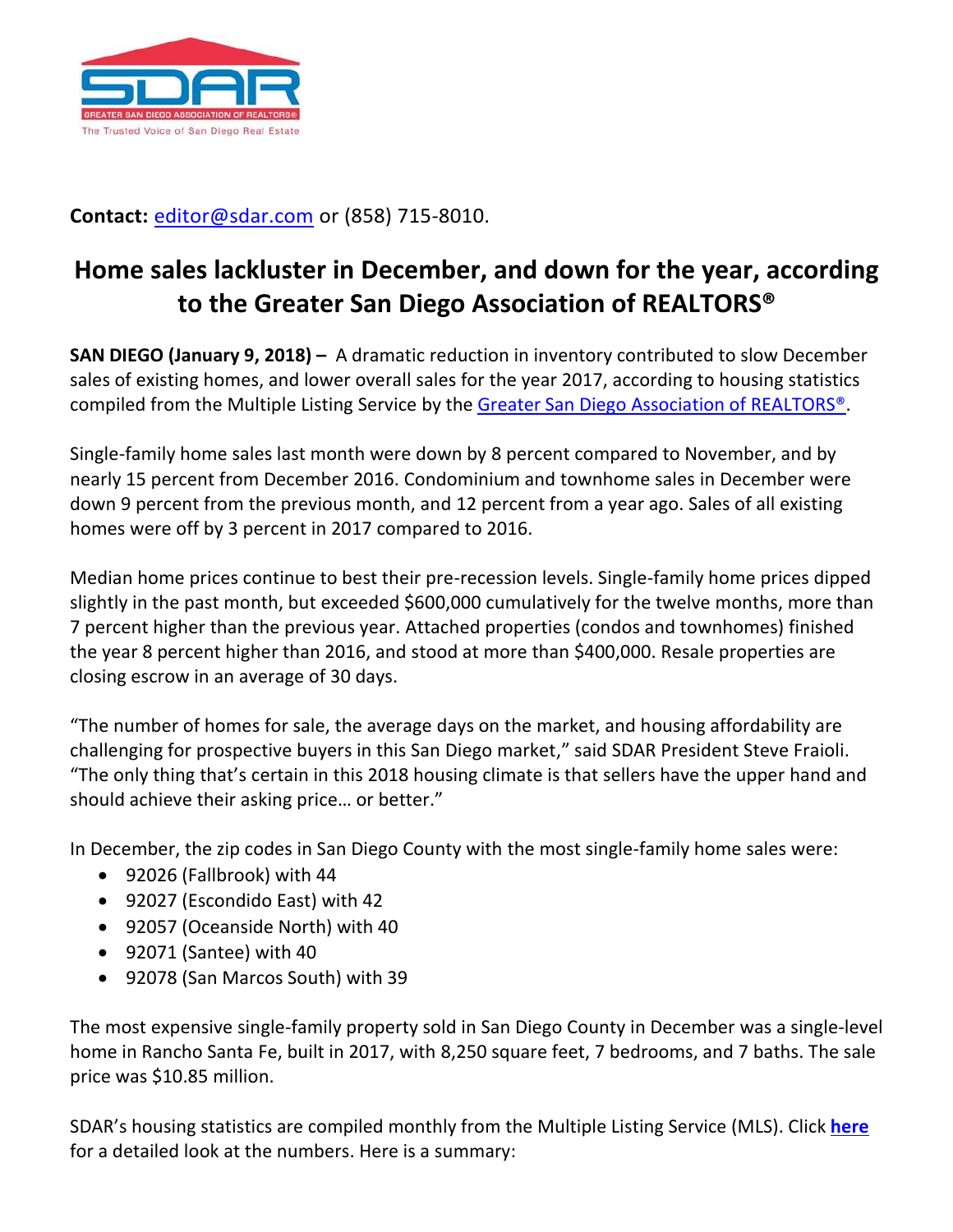SDAR

GREATER SAN DIEGO ASSOCIATION OF REALTORS®

The Trusted Voice of San Diego Real Estate

**Contact:** editor@sdar.com or (858) 715-8010.

# Home sales lackluster in December, and down for the year, according to the Greater San Diego Association of REALTORS®

**SAN DIEGO (January 9, 2018) –** A dramatic reduction in inventory contributed to slow December sales of existing homes, and lower overall sales for the year 2017, according to housing statistics compiled from the Multiple Listing Service by the Greater San Diego Association of REALTORS®.

Single-family home sales last month were down by 8 percent compared to November, and by nearly 15 percent from December 2016. Condominium and townhome sales in December were down 9 percent from the previous month, and 12 percent from a year ago. Sales of all existing homes were off by 3 percent in 2017 compared to 2016.

Median home prices continue to best their pre-recession levels. Single-family home prices dipped slightly in the past month, but exceeded $600,000 cumulatively for the twelve months, more than 7 percent higher than the previous year. Attached properties (condos and townhomes) finished the year 8 percent higher than 2016, and stood at more than $400,000. Resale properties are closing escrow in an average of 30 days.

"The number of homes for sale, the average days on the market, and housing affordability are challenging for prospective buyers in this San Diego market," said SDAR President Steve Fraioli. "The only thing that's certain in this 2018 housing climate is that sellers have the upper hand and should achieve their asking price… or better."

In December, the zip codes in San Diego County with the most single-family home sales were:

- 92026 (Fallbrook) with 44
- 92027 (Escondido East) with 42
- 92057 (Oceanside North) with 40
- 92071 (Santee) with 40
- 92078 (San Marcos South) with 39

The most expensive single-family property sold in San Diego County in December was a single-level home in Rancho Santa Fe, built in 2017, with 8,250 square feet, 7 bedrooms, and 7 baths. The sale price was $10.85 million.

SDAR's housing statistics are compiled monthly from the Multiple Listing Service (MLS). Click **here** for a detailed look at the numbers. Here is a summary: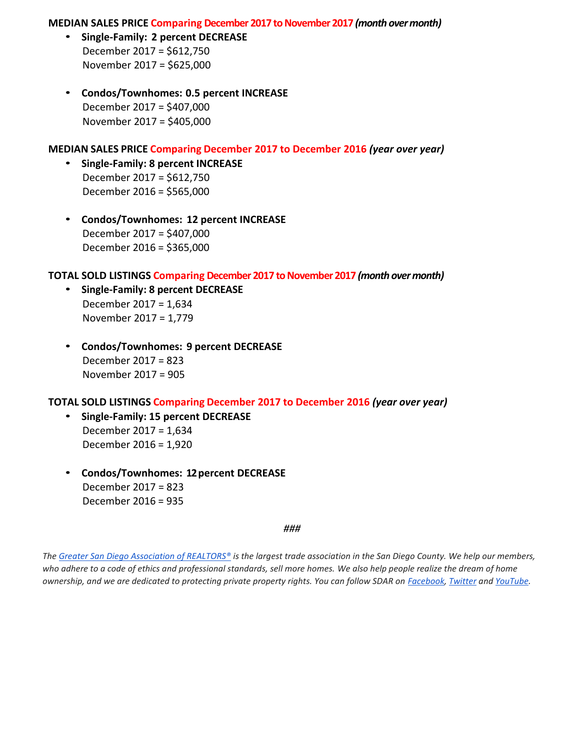**MEDIAN SALES PRICE Comparing December 2017 to November 2017 *(month over month)***

- **Single-Family: 2 percent DECREASE**
  December 2017 = $612,750
  November 2017 = $625,000

- **Condos/Townhomes: 0.5 percent INCREASE**
  December 2017 = $407,000
  November 2017 = $405,000

**MEDIAN SALES PRICE Comparing December 2017 to December 2016 *(year over year)***

- **Single-Family: 8 percent INCREASE**
  December 2017 = $612,750
  December 2016 = $565,000

- **Condos/Townhomes: 12 percent INCREASE**
  December 2017 = $407,000
  December 2016 = $365,000

**TOTAL SOLD LISTINGS Comparing December 2017 to November 2017 *(month over month)***

- **Single-Family: 8 percent DECREASE**
  December 2017 = 1,634
  November 2017 = 1,779

- **Condos/Townhomes: 9 percent DECREASE**
  December 2017 = 823
  November 2017 = 905

**TOTAL SOLD LISTINGS Comparing December 2017 to December 2016 *(year over year)***

- **Single-Family: 15 percent DECREASE**
  December 2017 = 1,634
  December 2016 = 1,920

- **Condos/Townhomes: 12 percent DECREASE**
  December 2017 = 823
  December 2016 = 935

###

*The Greater San Diego Association of REALTORS® is the largest trade association in the San Diego County. We help our members, who adhere to a code of ethics and professional standards, sell more homes. We also help people realize the dream of home ownership, and we are dedicated to protecting private property rights. You can follow SDAR on Facebook, Twitter and YouTube.*